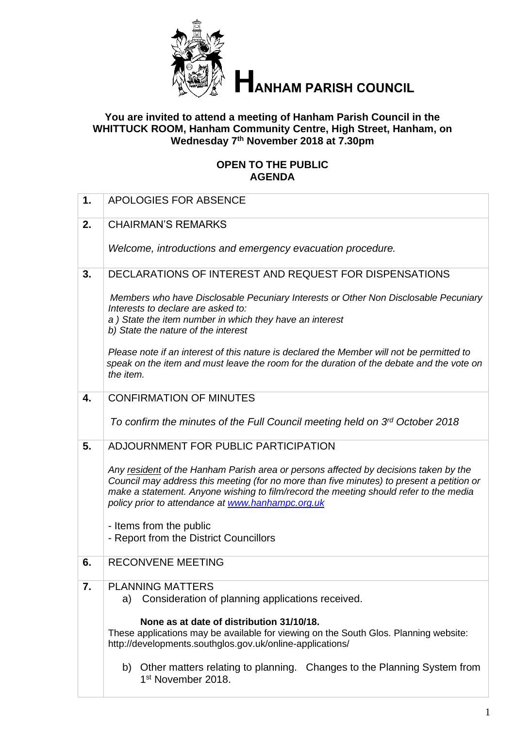# HANHAM PARISH COUNCIL

**You are invited to attend a meeting of Hanham Parish Council in the WHITTUCK ROOM, Hanham Community Centre, High Street, Hanham, on Wednesday 7th November 2018 at 7.30pm**

**OPEN TO THE PUBLIC**
**AGENDA**

| | |
|---|---|
| **1.** | APOLOGIES FOR ABSENCE |
| **2.** | CHAIRMAN'S REMARKS<br><br>*Welcome, introductions and emergency evacuation procedure.* |
| **3.** | DECLARATIONS OF INTEREST AND REQUEST FOR DISPENSATIONS<br><br>*Members who have Disclosable Pecuniary Interests or Other Non Disclosable Pecuniary Interests to declare are asked to:*<br>*a ) State the item number in which they have an interest*<br>*b) State the nature of the interest*<br><br>*Please note if an interest of this nature is declared the Member will not be permitted to speak on the item and must leave the room for the duration of the debate and the vote on the item.* |
| **4.** | CONFIRMATION OF MINUTES<br><br>*To confirm the minutes of the Full Council meeting held on 3rd October 2018* |
| **5.** | ADJOURNMENT FOR PUBLIC PARTICIPATION<br><br>*Any resident of the Hanham Parish area or persons affected by decisions taken by the Council may address this meeting (for no more than five minutes) to present a petition or make a statement. Anyone wishing to film/record the meeting should refer to the media policy prior to attendance at www.hanhampc.org.uk*<br><br>- Items from the public<br>- Report from the District Councillors |
| **6.** | RECONVENE MEETING |
| **7.** | PLANNING MATTERS<br>a) Consideration of planning applications received.<br><br>**None as at date of distribution 31/10/18.**<br>These applications may be available for viewing on the South Glos. Planning website: http://developments.southglos.gov.uk/online-applications/<br><br>b) Other matters relating to planning. Changes to the Planning System from 1st November 2018. |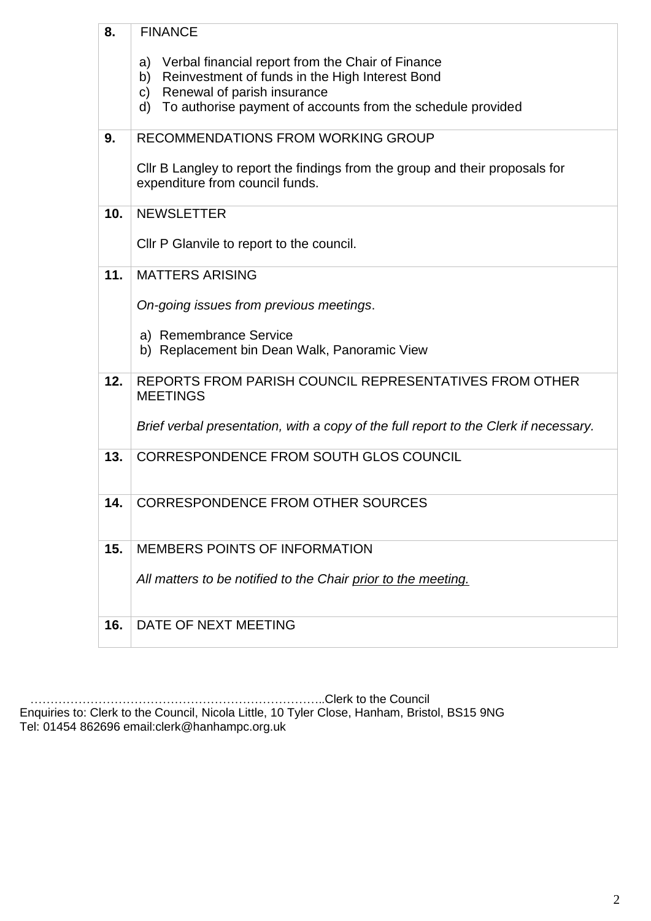| | |
|---|---|
| **8.** | FINANCE<br><br>a) Verbal financial report from the Chair of Finance<br>b) Reinvestment of funds in the High Interest Bond<br>c) Renewal of parish insurance<br>d) To authorise payment of accounts from the schedule provided |
| **9.** | RECOMMENDATIONS FROM WORKING GROUP<br><br>Cllr B Langley to report the findings from the group and their proposals for expenditure from council funds. |
| **10.** | NEWSLETTER<br><br>Cllr P Glanvile to report to the council. |
| **11.** | MATTERS ARISING<br><br>*On-going issues from previous meetings*.<br><br>a) Remembrance Service<br>b) Replacement bin Dean Walk, Panoramic View |
| **12.** | REPORTS FROM PARISH COUNCIL REPRESENTATIVES FROM OTHER MEETINGS<br><br>*Brief verbal presentation, with a copy of the full report to the Clerk if necessary.* |
| **13.** | CORRESPONDENCE FROM SOUTH GLOS COUNCIL |
| **14.** | CORRESPONDENCE FROM OTHER SOURCES |
| **15.** | MEMBERS POINTS OF INFORMATION<br><br>*All matters to be notified to the Chair <u>prior to the meeting.</u>* |
| **16.** | DATE OF NEXT MEETING |

………………………………………………………………..Clerk to the Council

Enquiries to: Clerk to the Council, Nicola Little, 10 Tyler Close, Hanham, Bristol, BS15 9NG
Tel: 01454 862696 email:clerk@hanhampc.org.uk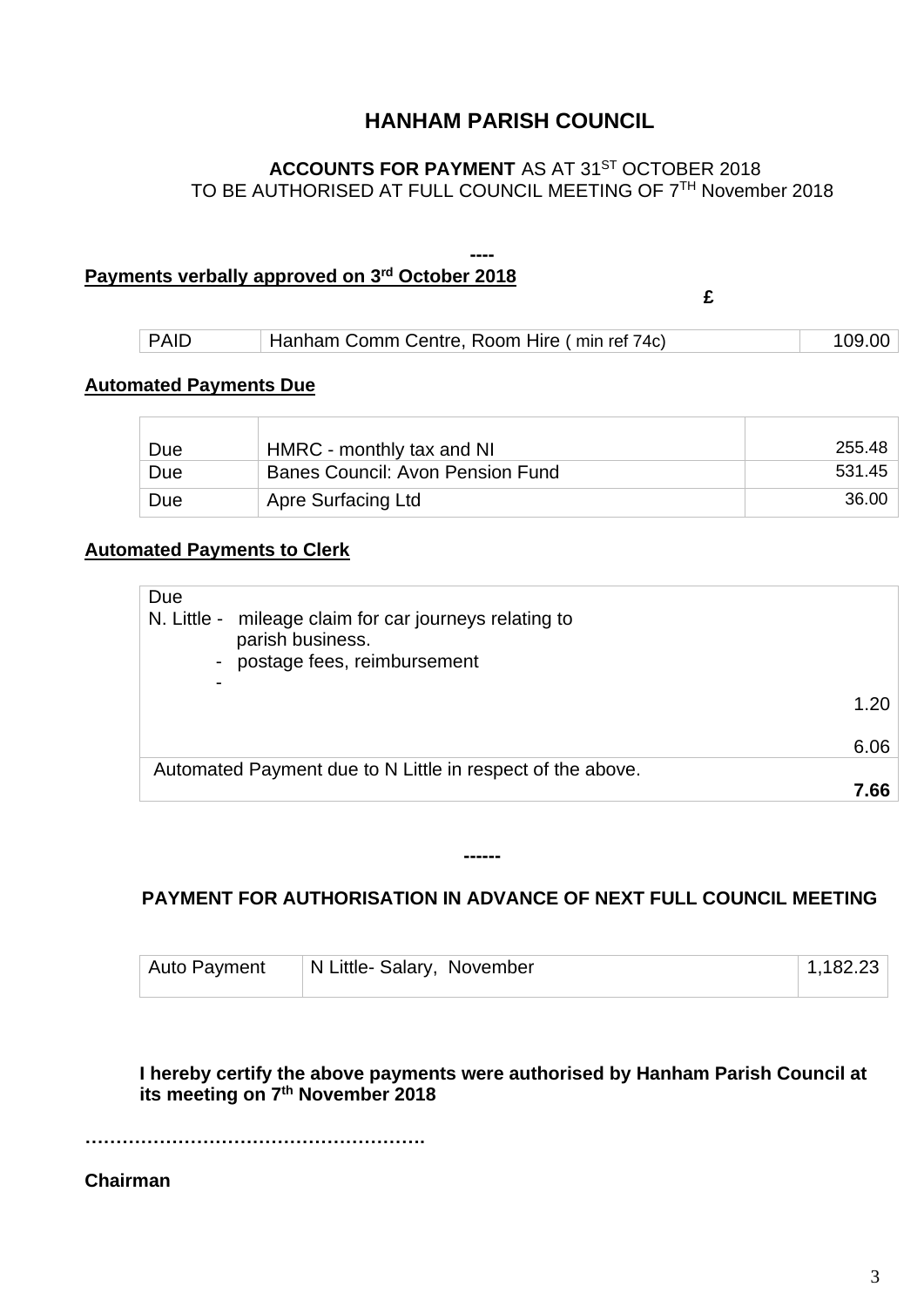# HANHAM PARISH COUNCIL

**ACCOUNTS FOR PAYMENT** AS AT 31ST OCTOBER 2018
TO BE AUTHORISED AT FULL COUNCIL MEETING OF 7TH November 2018

**----**

**Payments verbally approved on 3rd October 2018**

**£**

| | | |
|---|---|---|
| PAID | Hanham Comm Centre, Room Hire ( min ref 74c) | 109.00 |

**Automated Payments Due**

| | | |
|---|---|---|
| Due | HMRC - monthly tax and NI | 255.48 |
| Due | Banes Council: Avon Pension Fund | 531.45 |
| Due | Apre Surfacing Ltd | 36.00 |

**Automated Payments to Clerk**

| | |
|---|---|
| Due<br>N. Little - mileage claim for car journeys relating to parish business.<br>- postage fees, reimbursement<br>- | 1.20<br><br>6.06 |
| Automated Payment due to N Little in respect of the above. | **7.66** |

**------**

**PAYMENT FOR AUTHORISATION IN ADVANCE OF NEXT FULL COUNCIL MEETING**

| | | |
|---|---|---|
| Auto Payment | N Little- Salary, November | 1,182.23 |

**I hereby certify the above payments were authorised by Hanham Parish Council at its meeting on 7th November 2018**

**……………………………………………….**

**Chairman**